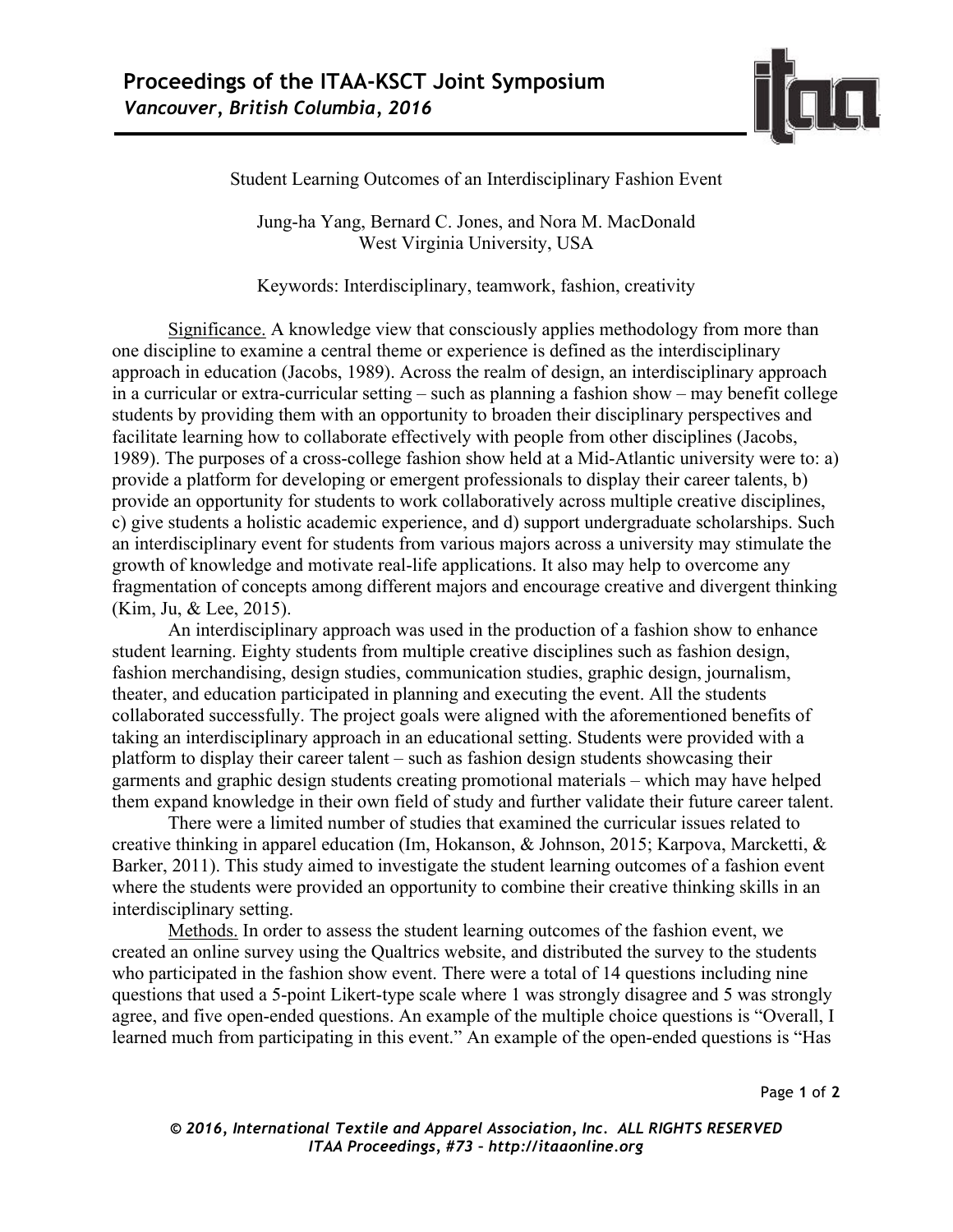# Student Learning Outcomes of an Interdisciplinary Fashion Event

Jung-ha Yang, Bernard C. Jones, and Nora M. MacDonald
West Virginia University, USA

Keywords: Interdisciplinary, teamwork, fashion, creativity

Significance. A knowledge view that consciously applies methodology from more than one discipline to examine a central theme or experience is defined as the interdisciplinary approach in education (Jacobs, 1989). Across the realm of design, an interdisciplinary approach in a curricular or extra-curricular setting – such as planning a fashion show – may benefit college students by providing them with an opportunity to broaden their disciplinary perspectives and facilitate learning how to collaborate effectively with people from other disciplines (Jacobs, 1989). The purposes of a cross-college fashion show held at a Mid-Atlantic university were to: a) provide a platform for developing or emergent professionals to display their career talents, b) provide an opportunity for students to work collaboratively across multiple creative disciplines, c) give students a holistic academic experience, and d) support undergraduate scholarships. Such an interdisciplinary event for students from various majors across a university may stimulate the growth of knowledge and motivate real-life applications. It also may help to overcome any fragmentation of concepts among different majors and encourage creative and divergent thinking (Kim, Ju, & Lee, 2015).

An interdisciplinary approach was used in the production of a fashion show to enhance student learning. Eighty students from multiple creative disciplines such as fashion design, fashion merchandising, design studies, communication studies, graphic design, journalism, theater, and education participated in planning and executing the event. All the students collaborated successfully. The project goals were aligned with the aforementioned benefits of taking an interdisciplinary approach in an educational setting. Students were provided with a platform to display their career talent – such as fashion design students showcasing their garments and graphic design students creating promotional materials – which may have helped them expand knowledge in their own field of study and further validate their future career talent.

There were a limited number of studies that examined the curricular issues related to creative thinking in apparel education (Im, Hokanson, & Johnson, 2015; Karpova, Marcketti, & Barker, 2011). This study aimed to investigate the student learning outcomes of a fashion event where the students were provided an opportunity to combine their creative thinking skills in an interdisciplinary setting.

Methods. In order to assess the student learning outcomes of the fashion event, we created an online survey using the Qualtrics website, and distributed the survey to the students who participated in the fashion show event. There were a total of 14 questions including nine questions that used a 5-point Likert-type scale where 1 was strongly disagree and 5 was strongly agree, and five open-ended questions. An example of the multiple choice questions is "Overall, I learned much from participating in this event." An example of the open-ended questions is "Has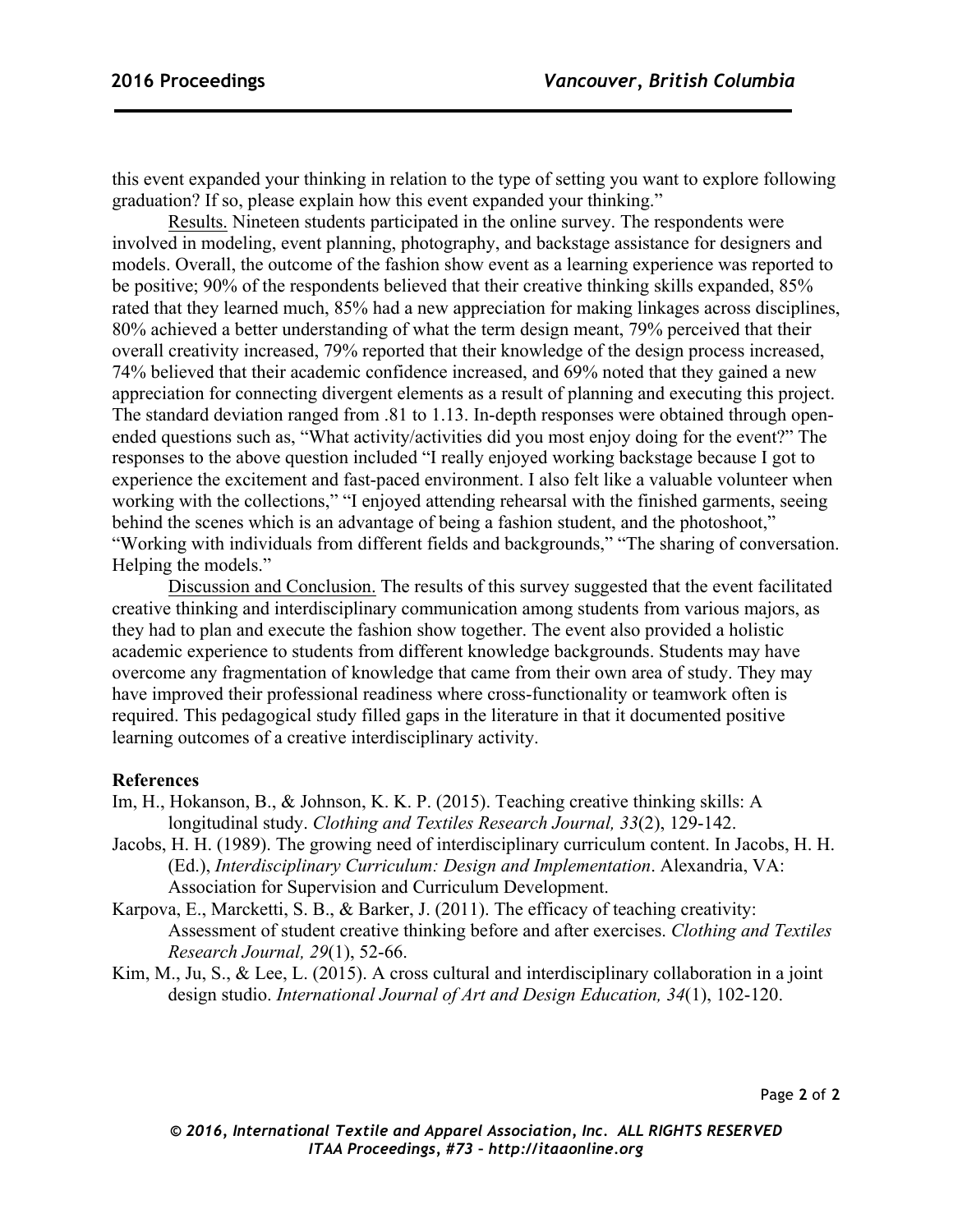this event expanded your thinking in relation to the type of setting you want to explore following graduation? If so, please explain how this event expanded your thinking."

Results. Nineteen students participated in the online survey. The respondents were involved in modeling, event planning, photography, and backstage assistance for designers and models. Overall, the outcome of the fashion show event as a learning experience was reported to be positive; 90% of the respondents believed that their creative thinking skills expanded, 85% rated that they learned much, 85% had a new appreciation for making linkages across disciplines, 80% achieved a better understanding of what the term design meant, 79% perceived that their overall creativity increased, 79% reported that their knowledge of the design process increased, 74% believed that their academic confidence increased, and 69% noted that they gained a new appreciation for connecting divergent elements as a result of planning and executing this project. The standard deviation ranged from .81 to 1.13. In-depth responses were obtained through open-ended questions such as, "What activity/activities did you most enjoy doing for the event?" The responses to the above question included "I really enjoyed working backstage because I got to experience the excitement and fast-paced environment. I also felt like a valuable volunteer when working with the collections," "I enjoyed attending rehearsal with the finished garments, seeing behind the scenes which is an advantage of being a fashion student, and the photoshoot," "Working with individuals from different fields and backgrounds," "The sharing of conversation. Helping the models."

Discussion and Conclusion. The results of this survey suggested that the event facilitated creative thinking and interdisciplinary communication among students from various majors, as they had to plan and execute the fashion show together. The event also provided a holistic academic experience to students from different knowledge backgrounds. Students may have overcome any fragmentation of knowledge that came from their own area of study. They may have improved their professional readiness where cross-functionality or teamwork often is required. This pedagogical study filled gaps in the literature in that it documented positive learning outcomes of a creative interdisciplinary activity.

**References**

Im, H., Hokanson, B., & Johnson, K. K. P. (2015). Teaching creative thinking skills: A longitudinal study. *Clothing and Textiles Research Journal, 33*(2), 129-142.

Jacobs, H. H. (1989). The growing need of interdisciplinary curriculum content. In Jacobs, H. H. (Ed.), *Interdisciplinary Curriculum: Design and Implementation*. Alexandria, VA: Association for Supervision and Curriculum Development.

Karpova, E., Marcketti, S. B., & Barker, J. (2011). The efficacy of teaching creativity: Assessment of student creative thinking before and after exercises. *Clothing and Textiles Research Journal, 29*(1), 52-66.

Kim, M., Ju, S., & Lee, L. (2015). A cross cultural and interdisciplinary collaboration in a joint design studio. *International Journal of Art and Design Education, 34*(1), 102-120.